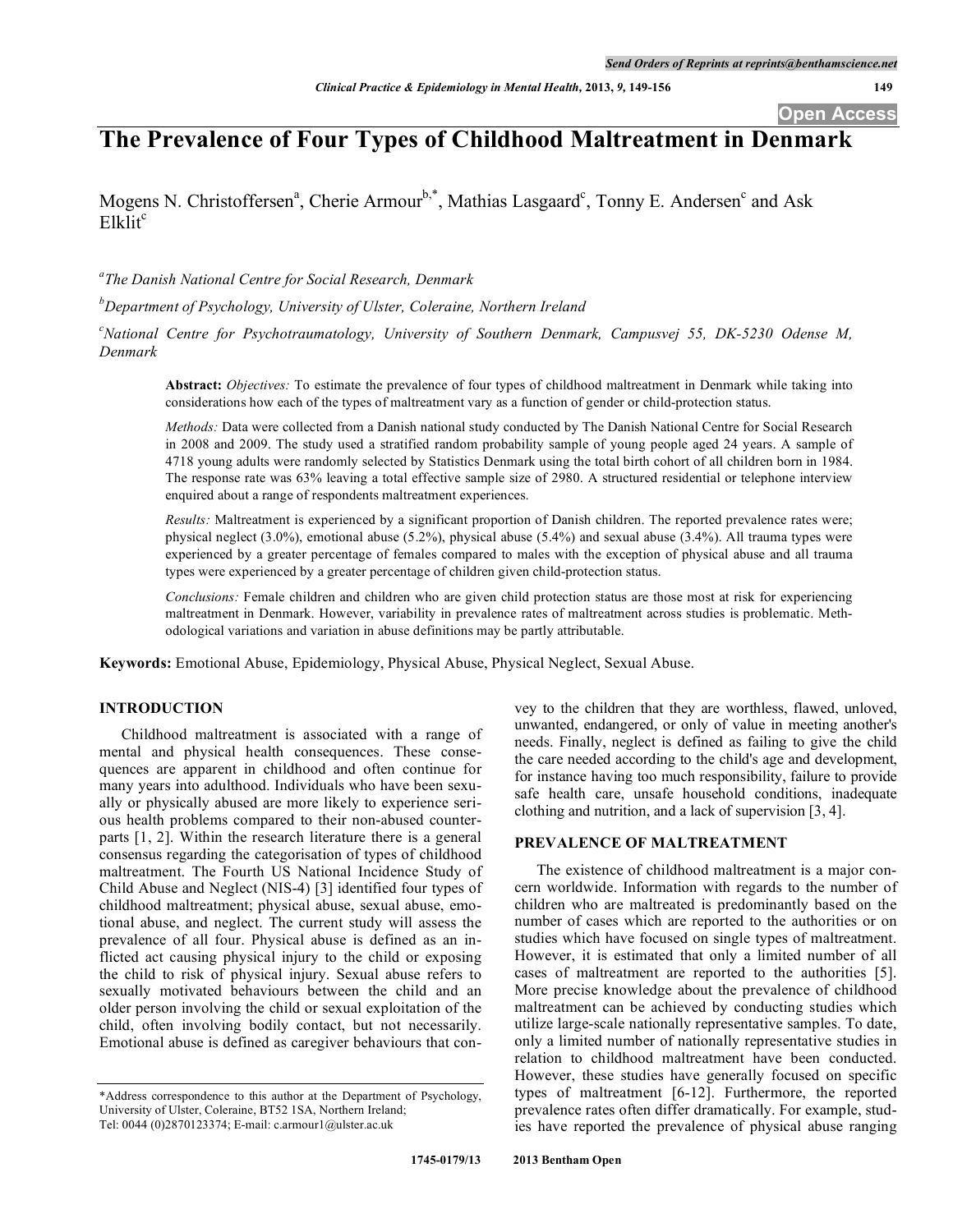# The Prevalence of Four Types of Childhood Maltreatment in Denmark

Mogens N. Christoffersen[a], Cherie Armour[b,*], Mathias Lasgaard[c], Tonny E. Andersen[c] and Ask Elklit[c]

[a]The Danish National Centre for Social Research, Denmark

[b]Department of Psychology, University of Ulster, Coleraine, Northern Ireland

[c]National Centre for Psychotraumatology, University of Southern Denmark, Campusvej 55, DK-5230 Odense M, Denmark

**Abstract:** *Objectives:* To estimate the prevalence of four types of childhood maltreatment in Denmark while taking into considerations how each of the types of maltreatment vary as a function of gender or child-protection status.

*Methods:* Data were collected from a Danish national study conducted by The Danish National Centre for Social Research in 2008 and 2009. The study used a stratified random probability sample of young people aged 24 years. A sample of 4718 young adults were randomly selected by Statistics Denmark using the total birth cohort of all children born in 1984. The response rate was 63% leaving a total effective sample size of 2980. A structured residential or telephone interview enquired about a range of respondents maltreatment experiences.

*Results:* Maltreatment is experienced by a significant proportion of Danish children. The reported prevalence rates were; physical neglect (3.0%), emotional abuse (5.2%), physical abuse (5.4%) and sexual abuse (3.4%). All trauma types were experienced by a greater percentage of females compared to males with the exception of physical abuse and all trauma types were experienced by a greater percentage of children given child-protection status.

*Conclusions:* Female children and children who are given child protection status are those most at risk for experiencing maltreatment in Denmark. However, variability in prevalence rates of maltreatment across studies is problematic. Methodological variations and variation in abuse definitions may be partly attributable.

**Keywords:** Emotional Abuse, Epidemiology, Physical Abuse, Physical Neglect, Sexual Abuse.

## INTRODUCTION

Childhood maltreatment is associated with a range of mental and physical health consequences. These consequences are apparent in childhood and often continue for many years into adulthood. Individuals who have been sexually or physically abused are more likely to experience serious health problems compared to their non-abused counterparts [1, 2]. Within the research literature there is a general consensus regarding the categorisation of types of childhood maltreatment. The Fourth US National Incidence Study of Child Abuse and Neglect (NIS-4) [3] identified four types of childhood maltreatment; physical abuse, sexual abuse, emotional abuse, and neglect. The current study will assess the prevalence of all four. Physical abuse is defined as an inflicted act causing physical injury to the child or exposing the child to risk of physical injury. Sexual abuse refers to sexually motivated behaviours between the child and an older person involving the child or sexual exploitation of the child, often involving bodily contact, but not necessarily. Emotional abuse is defined as caregiver behaviours that convey to the children that they are worthless, flawed, unloved, unwanted, endangered, or only of value in meeting another's needs. Finally, neglect is defined as failing to give the child the care needed according to the child's age and development, for instance having too much responsibility, failure to provide safe health care, unsafe household conditions, inadequate clothing and nutrition, and a lack of supervision [3, 4].

## PREVALENCE OF MALTREATMENT

The existence of childhood maltreatment is a major concern worldwide. Information with regards to the number of children who are maltreated is predominantly based on the number of cases which are reported to the authorities or on studies which have focused on single types of maltreatment. However, it is estimated that only a limited number of all cases of maltreatment are reported to the authorities [5]. More precise knowledge about the prevalence of childhood maltreatment can be achieved by conducting studies which utilize large-scale nationally representative samples. To date, only a limited number of nationally representative studies in relation to childhood maltreatment have been conducted. However, these studies have generally focused on specific types of maltreatment [6-12]. Furthermore, the reported prevalence rates often differ dramatically. For example, studies have reported the prevalence of physical abuse ranging

*Address correspondence to this author at the Department of Psychology, University of Ulster, Coleraine, BT52 1SA, Northern Ireland; Tel: 0044 (0)2870123374; E-mail: c.armour1@ulster.ac.uk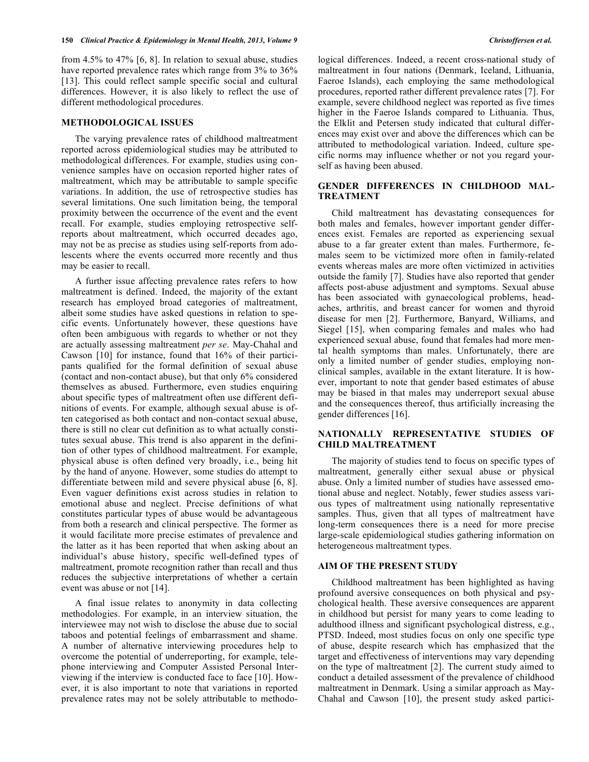from 4.5% to 47% [6, 8]. In relation to sexual abuse, studies have reported prevalence rates which range from 3% to 36% [13]. This could reflect sample specific social and cultural differences. However, it is also likely to reflect the use of different methodological procedures.

## METHODOLOGICAL ISSUES

The varying prevalence rates of childhood maltreatment reported across epidemiological studies may be attributed to methodological differences. For example, studies using convenience samples have on occasion reported higher rates of maltreatment, which may be attributable to sample specific variations. In addition, the use of retrospective studies has several limitations. One such limitation being, the temporal proximity between the occurrence of the event and the event recall. For example, studies employing retrospective self-reports about maltreatment, which occurred decades ago, may not be as precise as studies using self-reports from adolescents where the events occurred more recently and thus may be easier to recall.

A further issue affecting prevalence rates refers to how maltreatment is defined. Indeed, the majority of the extant research has employed broad categories of maltreatment, albeit some studies have asked questions in relation to specific events. Unfortunately however, these questions have often been ambiguous with regards to whether or not they are actually assessing maltreatment *per se*. May-Chahal and Cawson [10] for instance, found that 16% of their participants qualified for the formal definition of sexual abuse (contact and non-contact abuse), but that only 6% considered themselves as abused. Furthermore, even studies enquiring about specific types of maltreatment often use different definitions of events. For example, although sexual abuse is often categorised as both contact and non-contact sexual abuse, there is still no clear cut definition as to what actually constitutes sexual abuse. This trend is also apparent in the definition of other types of childhood maltreatment. For example, physical abuse is often defined very broadly, i.e., being hit by the hand of anyone. However, some studies do attempt to differentiate between mild and severe physical abuse [6, 8]. Even vaguer definitions exist across studies in relation to emotional abuse and neglect. Precise definitions of what constitutes particular types of abuse would be advantageous from both a research and clinical perspective. The former as it would facilitate more precise estimates of prevalence and the latter as it has been reported that when asking about an individual's abuse history, specific well-defined types of maltreatment, promote recognition rather than recall and thus reduces the subjective interpretations of whether a certain event was abuse or not [14].

A final issue relates to anonymity in data collecting methodologies. For example, in an interview situation, the interviewee may not wish to disclose the abuse due to social taboos and potential feelings of embarrassment and shame. A number of alternative interviewing procedures help to overcome the potential of underreporting, for example, telephone interviewing and Computer Assisted Personal Interviewing if the interview is conducted face to face [10]. However, it is also important to note that variations in reported prevalence rates may not be solely attributable to methodological differences. Indeed, a recent cross-national study of maltreatment in four nations (Denmark, Iceland, Lithuania, Faeroe Islands), each employing the same methodological procedures, reported rather different prevalence rates [7]. For example, severe childhood neglect was reported as five times higher in the Faeroe Islands compared to Lithuania. Thus, the Elklit and Petersen study indicated that cultural differences may exist over and above the differences which can be attributed to methodological variation. Indeed, culture specific norms may influence whether or not you regard yourself as having been abused.

## GENDER DIFFERENCES IN CHILDHOOD MALTREATMENT

Child maltreatment has devastating consequences for both males and females, however important gender differences exist. Females are reported as experiencing sexual abuse to a far greater extent than males. Furthermore, females seem to be victimized more often in family-related events whereas males are more often victimized in activities outside the family [7]. Studies have also reported that gender affects post-abuse adjustment and symptoms. Sexual abuse has been associated with gynaecological problems, headaches, arthritis, and breast cancer for women and thyroid disease for men [2]. Furthermore, Banyard, Williams, and Siegel [15], when comparing females and males who had experienced sexual abuse, found that females had more mental health symptoms than males. Unfortunately, there are only a limited number of gender studies, employing non-clinical samples, available in the extant literature. It is however, important to note that gender based estimates of abuse may be biased in that males may underreport sexual abuse and the consequences thereof, thus artificially increasing the gender differences [16].

## NATIONALLY REPRESENTATIVE STUDIES OF CHILD MALTREATMENT

The majority of studies tend to focus on specific types of maltreatment, generally either sexual abuse or physical abuse. Only a limited number of studies have assessed emotional abuse and neglect. Notably, fewer studies assess various types of maltreatment using nationally representative samples. Thus, given that all types of maltreatment have long-term consequences there is a need for more precise large-scale epidemiological studies gathering information on heterogeneous maltreatment types.

## AIM OF THE PRESENT STUDY

Childhood maltreatment has been highlighted as having profound aversive consequences on both physical and psychological health. These aversive consequences are apparent in childhood but persist for many years to come leading to adulthood illness and significant psychological distress, e.g., PTSD. Indeed, most studies focus on only one specific type of abuse, despite research which has emphasized that the target and effectiveness of interventions may vary depending on the type of maltreatment [2]. The current study aimed to conduct a detailed assessment of the prevalence of childhood maltreatment in Denmark. Using a similar approach as May-Chahal and Cawson [10], the present study asked partici-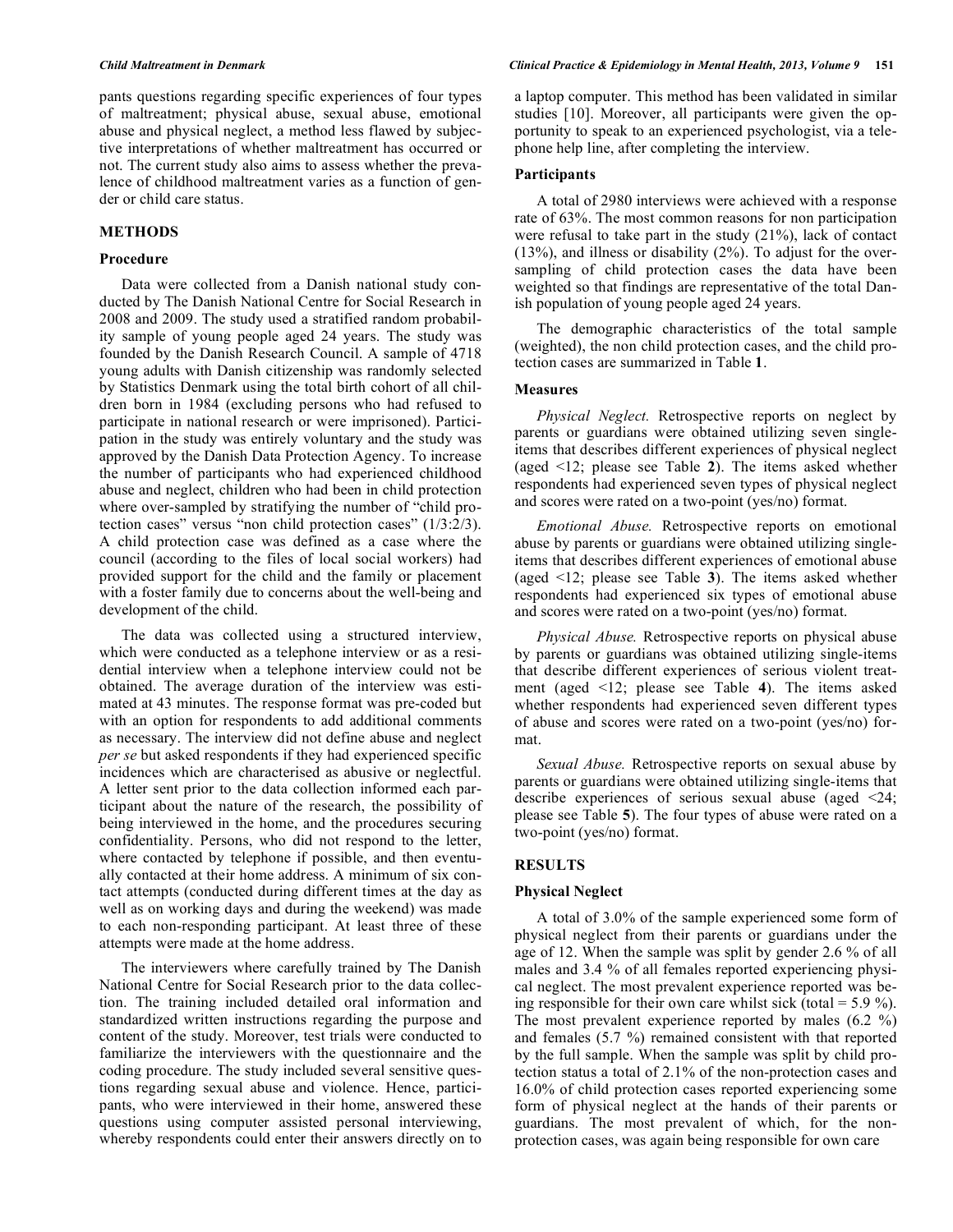pants questions regarding specific experiences of four types of maltreatment; physical abuse, sexual abuse, emotional abuse and physical neglect, a method less flawed by subjective interpretations of whether maltreatment has occurred or not. The current study also aims to assess whether the prevalence of childhood maltreatment varies as a function of gender or child care status.

## METHODS

### Procedure

Data were collected from a Danish national study conducted by The Danish National Centre for Social Research in 2008 and 2009. The study used a stratified random probability sample of young people aged 24 years. The study was founded by the Danish Research Council. A sample of 4718 young adults with Danish citizenship was randomly selected by Statistics Denmark using the total birth cohort of all children born in 1984 (excluding persons who had refused to participate in national research or were imprisoned). Participation in the study was entirely voluntary and the study was approved by the Danish Data Protection Agency. To increase the number of participants who had experienced childhood abuse and neglect, children who had been in child protection where over-sampled by stratifying the number of "child protection cases" versus "non child protection cases" (1/3:2/3). A child protection case was defined as a case where the council (according to the files of local social workers) had provided support for the child and the family or placement with a foster family due to concerns about the well-being and development of the child.

The data was collected using a structured interview, which were conducted as a telephone interview or as a residential interview when a telephone interview could not be obtained. The average duration of the interview was estimated at 43 minutes. The response format was pre-coded but with an option for respondents to add additional comments as necessary. The interview did not define abuse and neglect *per se* but asked respondents if they had experienced specific incidences which are characterised as abusive or neglectful. A letter sent prior to the data collection informed each participant about the nature of the research, the possibility of being interviewed in the home, and the procedures securing confidentiality. Persons, who did not respond to the letter, where contacted by telephone if possible, and then eventually contacted at their home address. A minimum of six contact attempts (conducted during different times at the day as well as on working days and during the weekend) was made to each non-responding participant. At least three of these attempts were made at the home address.

The interviewers where carefully trained by The Danish National Centre for Social Research prior to the data collection. The training included detailed oral information and standardized written instructions regarding the purpose and content of the study. Moreover, test trials were conducted to familiarize the interviewers with the questionnaire and the coding procedure. The study included several sensitive questions regarding sexual abuse and violence. Hence, participants, who were interviewed in their home, answered these questions using computer assisted personal interviewing, whereby respondents could enter their answers directly on to a laptop computer. This method has been validated in similar studies [10]. Moreover, all participants were given the opportunity to speak to an experienced psychologist, via a telephone help line, after completing the interview.

### Participants

A total of 2980 interviews were achieved with a response rate of 63%. The most common reasons for non participation were refusal to take part in the study (21%), lack of contact (13%), and illness or disability (2%). To adjust for the oversampling of child protection cases the data have been weighted so that findings are representative of the total Danish population of young people aged 24 years.

The demographic characteristics of the total sample (weighted), the non child protection cases, and the child protection cases are summarized in Table **1**.

### Measures

*Physical Neglect.* Retrospective reports on neglect by parents or guardians were obtained utilizing seven single-items that describes different experiences of physical neglect (aged <12; please see Table **2**). The items asked whether respondents had experienced seven types of physical neglect and scores were rated on a two-point (yes/no) format.

*Emotional Abuse.* Retrospective reports on emotional abuse by parents or guardians were obtained utilizing single-items that describes different experiences of emotional abuse (aged <12; please see Table **3**). The items asked whether respondents had experienced six types of emotional abuse and scores were rated on a two-point (yes/no) format.

*Physical Abuse.* Retrospective reports on physical abuse by parents or guardians was obtained utilizing single-items that describe different experiences of serious violent treatment (aged <12; please see Table **4**). The items asked whether respondents had experienced seven different types of abuse and scores were rated on a two-point (yes/no) format.

*Sexual Abuse.* Retrospective reports on sexual abuse by parents or guardians were obtained utilizing single-items that describe experiences of serious sexual abuse (aged <24; please see Table **5**). The four types of abuse were rated on a two-point (yes/no) format.

## RESULTS

### Physical Neglect

A total of 3.0% of the sample experienced some form of physical neglect from their parents or guardians under the age of 12. When the sample was split by gender 2.6 % of all males and 3.4 % of all females reported experiencing physical neglect. The most prevalent experience reported was being responsible for their own care whilst sick (total = 5.9 %). The most prevalent experience reported by males (6.2 %) and females (5.7 %) remained consistent with that reported by the full sample. When the sample was split by child protection status a total of 2.1% of the non-protection cases and 16.0% of child protection cases reported experiencing some form of physical neglect at the hands of their parents or guardians. The most prevalent of which, for the non-protection cases, was again being responsible for own care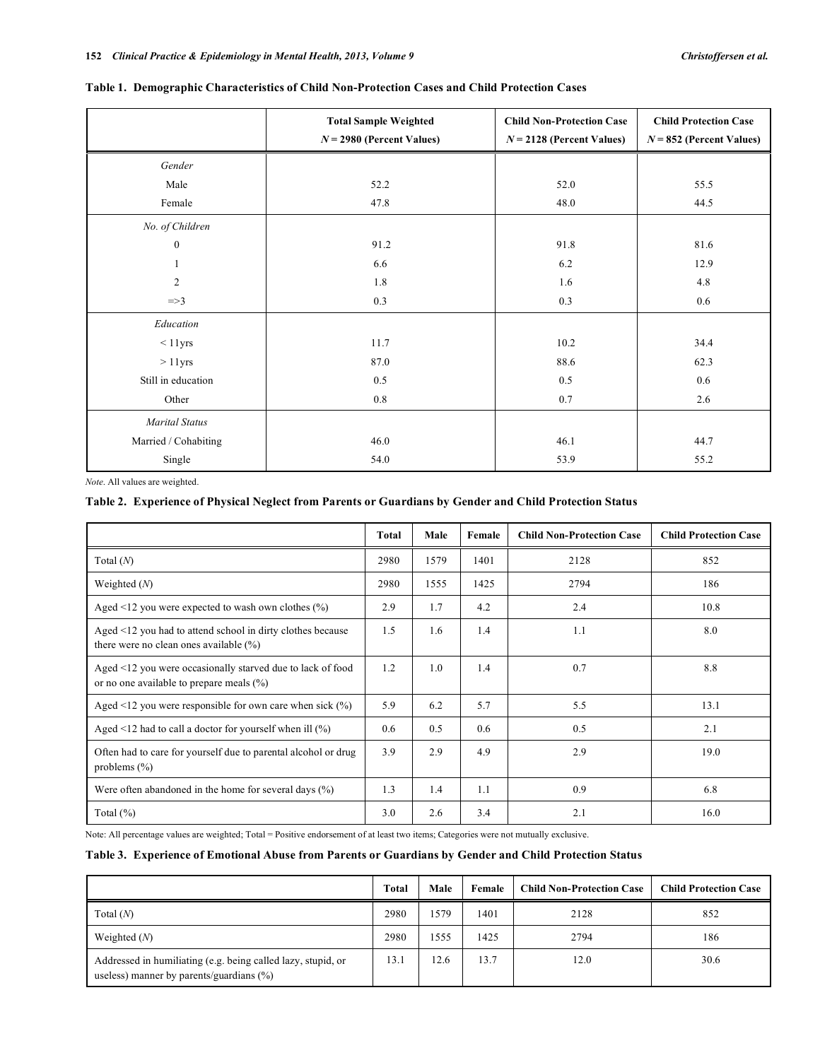**Table 1. Demographic Characteristics of Child Non-Protection Cases and Child Protection Cases**

| | Total Sample Weighted $N = 2980$ (Percent Values) | Child Non-Protection Case $N = 2128$ (Percent Values) | Child Protection Case $N = 852$ (Percent Values) |
|---|---|---|---|
| *Gender* | | | |
| Male | 52.2 | 52.0 | 55.5 |
| Female | 47.8 | 48.0 | 44.5 |
| *No. of Children* | | | |
| 0 | 91.2 | 91.8 | 81.6 |
| 1 | 6.6 | 6.2 | 12.9 |
| 2 | 1.8 | 1.6 | 4.8 |
| =>3 | 0.3 | 0.3 | 0.6 |
| *Education* | | | |
| < 11yrs | 11.7 | 10.2 | 34.4 |
| > 11yrs | 87.0 | 88.6 | 62.3 |
| Still in education | 0.5 | 0.5 | 0.6 |
| Other | 0.8 | 0.7 | 2.6 |
| *Marital Status* | | | |
| Married / Cohabiting | 46.0 | 46.1 | 44.7 |
| Single | 54.0 | 53.9 | 55.2 |

*Note*. All values are weighted.

**Table 2. Experience of Physical Neglect from Parents or Guardians by Gender and Child Protection Status**

| | Total | Male | Female | Child Non-Protection Case | Child Protection Case |
|---|---|---|---|---|---|
| Total (*N*) | 2980 | 1579 | 1401 | 2128 | 852 |
| Weighted (*N*) | 2980 | 1555 | 1425 | 2794 | 186 |
| Aged <12 you were expected to wash own clothes (%) | 2.9 | 1.7 | 4.2 | 2.4 | 10.8 |
| Aged <12 you had to attend school in dirty clothes because there were no clean ones available (%) | 1.5 | 1.6 | 1.4 | 1.1 | 8.0 |
| Aged <12 you were occasionally starved due to lack of food or no one available to prepare meals (%) | 1.2 | 1.0 | 1.4 | 0.7 | 8.8 |
| Aged <12 you were responsible for own care when sick (%) | 5.9 | 6.2 | 5.7 | 5.5 | 13.1 |
| Aged <12 had to call a doctor for yourself when ill (%) | 0.6 | 0.5 | 0.6 | 0.5 | 2.1 |
| Often had to care for yourself due to parental alcohol or drug problems (%) | 3.9 | 2.9 | 4.9 | 2.9 | 19.0 |
| Were often abandoned in the home for several days (%) | 1.3 | 1.4 | 1.1 | 0.9 | 6.8 |
| Total (%) | 3.0 | 2.6 | 3.4 | 2.1 | 16.0 |

Note: All percentage values are weighted; Total = Positive endorsement of at least two items; Categories were not mutually exclusive.

**Table 3. Experience of Emotional Abuse from Parents or Guardians by Gender and Child Protection Status**

| | Total | Male | Female | Child Non-Protection Case | Child Protection Case |
|---|---|---|---|---|---|
| Total (*N*) | 2980 | 1579 | 1401 | 2128 | 852 |
| Weighted (*N*) | 2980 | 1555 | 1425 | 2794 | 186 |
| Addressed in humiliating (e.g. being called lazy, stupid, or useless) manner by parents/guardians (%) | 13.1 | 12.6 | 13.7 | 12.0 | 30.6 |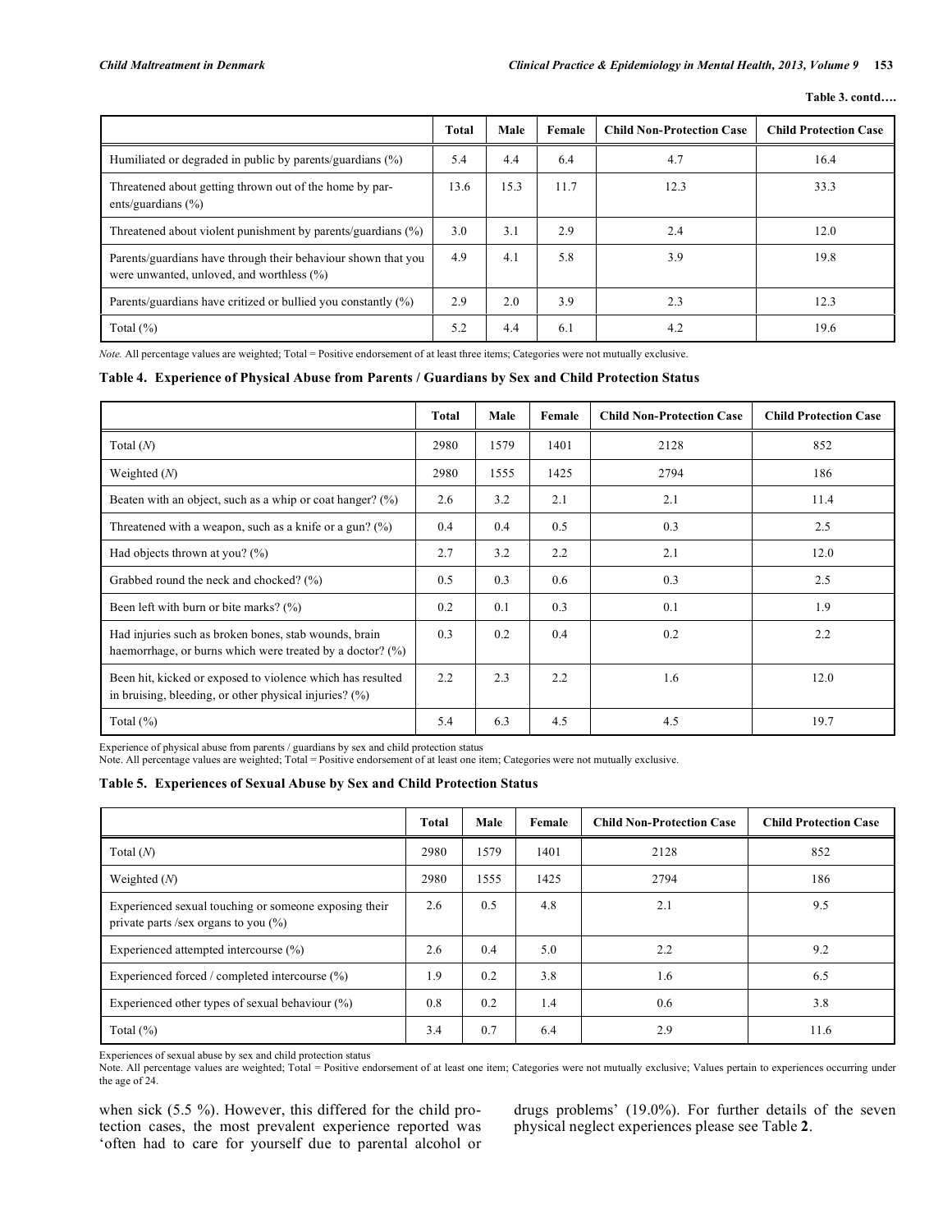**Table 3. contd….**

| | Total | Male | Female | Child Non-Protection Case | Child Protection Case |
|---|---|---|---|---|---|
| Humiliated or degraded in public by parents/guardians (%) | 5.4 | 4.4 | 6.4 | 4.7 | 16.4 |
| Threatened about getting thrown out of the home by parents/guardians (%) | 13.6 | 15.3 | 11.7 | 12.3 | 33.3 |
| Threatened about violent punishment by parents/guardians (%) | 3.0 | 3.1 | 2.9 | 2.4 | 12.0 |
| Parents/guardians have through their behaviour shown that you were unwanted, unloved, and worthless (%) | 4.9 | 4.1 | 5.8 | 3.9 | 19.8 |
| Parents/guardians have critized or bullied you constantly (%) | 2.9 | 2.0 | 3.9 | 2.3 | 12.3 |
| Total (%) | 5.2 | 4.4 | 6.1 | 4.2 | 19.6 |

*Note.* All percentage values are weighted; Total = Positive endorsement of at least three items; Categories were not mutually exclusive.

**Table 4. Experience of Physical Abuse from Parents / Guardians by Sex and Child Protection Status**

| | Total | Male | Female | Child Non-Protection Case | Child Protection Case |
|---|---|---|---|---|---|
| Total (*N*) | 2980 | 1579 | 1401 | 2128 | 852 |
| Weighted (*N*) | 2980 | 1555 | 1425 | 2794 | 186 |
| Beaten with an object, such as a whip or coat hanger? (%) | 2.6 | 3.2 | 2.1 | 2.1 | 11.4 |
| Threatened with a weapon, such as a knife or a gun? (%) | 0.4 | 0.4 | 0.5 | 0.3 | 2.5 |
| Had objects thrown at you? (%) | 2.7 | 3.2 | 2.2 | 2.1 | 12.0 |
| Grabbed round the neck and chocked? (%) | 0.5 | 0.3 | 0.6 | 0.3 | 2.5 |
| Been left with burn or bite marks? (%) | 0.2 | 0.1 | 0.3 | 0.1 | 1.9 |
| Had injuries such as broken bones, stab wounds, brain haemorrhage, or burns which were treated by a doctor? (%) | 0.3 | 0.2 | 0.4 | 0.2 | 2.2 |
| Been hit, kicked or exposed to violence which has resulted in bruising, bleeding, or other physical injuries? (%) | 2.2 | 2.3 | 2.2 | 1.6 | 12.0 |
| Total (%) | 5.4 | 6.3 | 4.5 | 4.5 | 19.7 |

Experience of physical abuse from parents / guardians by sex and child protection status
Note. All percentage values are weighted; Total = Positive endorsement of at least one item; Categories were not mutually exclusive.

**Table 5. Experiences of Sexual Abuse by Sex and Child Protection Status**

| | Total | Male | Female | Child Non-Protection Case | Child Protection Case |
|---|---|---|---|---|---|
| Total (*N*) | 2980 | 1579 | 1401 | 2128 | 852 |
| Weighted (*N*) | 2980 | 1555 | 1425 | 2794 | 186 |
| Experienced sexual touching or someone exposing their private parts /sex organs to you (%) | 2.6 | 0.5 | 4.8 | 2.1 | 9.5 |
| Experienced attempted intercourse (%) | 2.6 | 0.4 | 5.0 | 2.2 | 9.2 |
| Experienced forced / completed intercourse (%) | 1.9 | 0.2 | 3.8 | 1.6 | 6.5 |
| Experienced other types of sexual behaviour (%) | 0.8 | 0.2 | 1.4 | 0.6 | 3.8 |
| Total (%) | 3.4 | 0.7 | 6.4 | 2.9 | 11.6 |

Experiences of sexual abuse by sex and child protection status
Note. All percentage values are weighted; Total = Positive endorsement of at least one item; Categories were not mutually exclusive; Values pertain to experiences occurring under the age of 24.

when sick (5.5 %). However, this differed for the child protection cases, the most prevalent experience reported was 'often had to care for yourself due to parental alcohol or drugs problems' (19.0%). For further details of the seven physical neglect experiences please see Table **2**.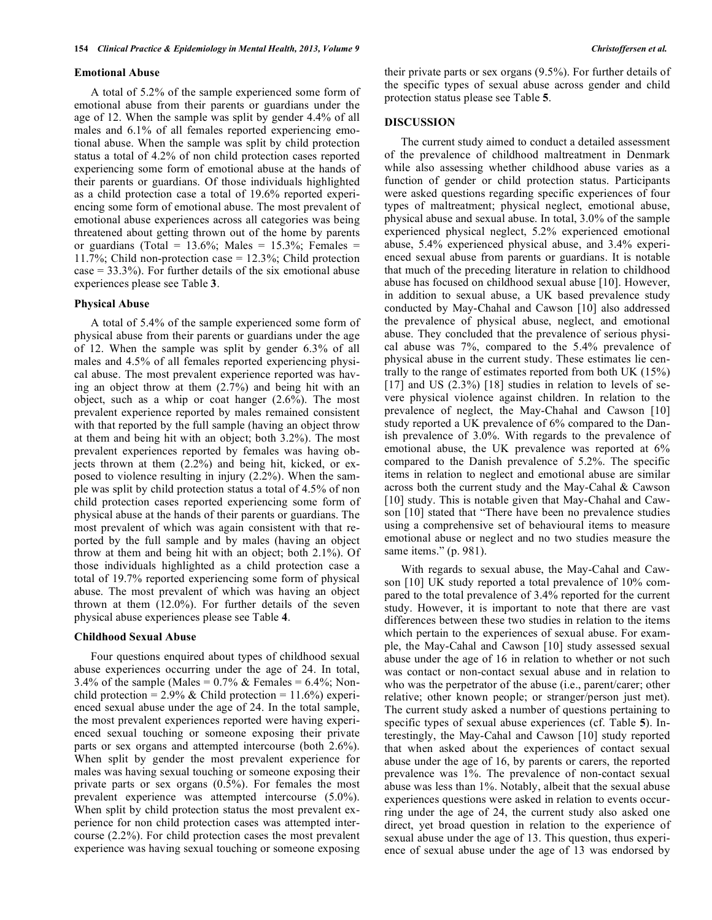### Emotional Abuse

A total of 5.2% of the sample experienced some form of emotional abuse from their parents or guardians under the age of 12. When the sample was split by gender 4.4% of all males and 6.1% of all females reported experiencing emotional abuse. When the sample was split by child protection status a total of 4.2% of non child protection cases reported experiencing some form of emotional abuse at the hands of their parents or guardians. Of those individuals highlighted as a child protection case a total of 19.6% reported experiencing some form of emotional abuse. The most prevalent of emotional abuse experiences across all categories was being threatened about getting thrown out of the home by parents or guardians (Total = 13.6%; Males = 15.3%; Females = 11.7%; Child non-protection case = 12.3%; Child protection case = 33.3%). For further details of the six emotional abuse experiences please see Table **3**.

### Physical Abuse

A total of 5.4% of the sample experienced some form of physical abuse from their parents or guardians under the age of 12. When the sample was split by gender 6.3% of all males and 4.5% of all females reported experiencing physical abuse. The most prevalent experience reported was having an object throw at them (2.7%) and being hit with an object, such as a whip or coat hanger (2.6%). The most prevalent experience reported by males remained consistent with that reported by the full sample (having an object throw at them and being hit with an object; both 3.2%). The most prevalent experiences reported by females was having objects thrown at them (2.2%) and being hit, kicked, or exposed to violence resulting in injury (2.2%). When the sample was split by child protection status a total of 4.5% of non child protection cases reported experiencing some form of physical abuse at the hands of their parents or guardians. The most prevalent of which was again consistent with that reported by the full sample and by males (having an object throw at them and being hit with an object; both 2.1%). Of those individuals highlighted as a child protection case a total of 19.7% reported experiencing some form of physical abuse. The most prevalent of which was having an object thrown at them (12.0%). For further details of the seven physical abuse experiences please see Table **4**.

### Childhood Sexual Abuse

Four questions enquired about types of childhood sexual abuse experiences occurring under the age of 24. In total, 3.4% of the sample (Males = 0.7% & Females = 6.4%; Non-child protection = 2.9% & Child protection = 11.6%) experienced sexual abuse under the age of 24. In the total sample, the most prevalent experiences reported were having experienced sexual touching or someone exposing their private parts or sex organs and attempted intercourse (both 2.6%). When split by gender the most prevalent experience for males was having sexual touching or someone exposing their private parts or sex organs (0.5%). For females the most prevalent experience was attempted intercourse (5.0%). When split by child protection status the most prevalent experience for non child protection cases was attempted intercourse (2.2%). For child protection cases the most prevalent experience was having sexual touching or someone exposing their private parts or sex organs (9.5%). For further details of the specific types of sexual abuse across gender and child protection status please see Table **5**.

## DISCUSSION

The current study aimed to conduct a detailed assessment of the prevalence of childhood maltreatment in Denmark while also assessing whether childhood abuse varies as a function of gender or child protection status. Participants were asked questions regarding specific experiences of four types of maltreatment; physical neglect, emotional abuse, physical abuse and sexual abuse. In total, 3.0% of the sample experienced physical neglect, 5.2% experienced emotional abuse, 5.4% experienced physical abuse, and 3.4% experienced sexual abuse from parents or guardians. It is notable that much of the preceding literature in relation to childhood abuse has focused on childhood sexual abuse [10]. However, in addition to sexual abuse, a UK based prevalence study conducted by May-Chahal and Cawson [10] also addressed the prevalence of physical abuse, neglect, and emotional abuse. They concluded that the prevalence of serious physical abuse was 7%, compared to the 5.4% prevalence of physical abuse in the current study. These estimates lie centrally to the range of estimates reported from both UK (15%) [17] and US (2.3%) [18] studies in relation to levels of severe physical violence against children. In relation to the prevalence of neglect, the May-Chahal and Cawson [10] study reported a UK prevalence of 6% compared to the Danish prevalence of 3.0%. With regards to the prevalence of emotional abuse, the UK prevalence was reported at 6% compared to the Danish prevalence of 5.2%. The specific items in relation to neglect and emotional abuse are similar across both the current study and the May-Chahal & Cawson [10] study. This is notable given that May-Chahal and Cawson [10] stated that "There have been no prevalence studies using a comprehensive set of behavioural items to measure emotional abuse or neglect and no two studies measure the same items." (p. 981).

With regards to sexual abuse, the May-Cahal and Cawson [10] UK study reported a total prevalence of 10% compared to the total prevalence of 3.4% reported for the current study. However, it is important to note that there are vast differences between these two studies in relation to the items which pertain to the experiences of sexual abuse. For example, the May-Cahal and Cawson [10] study assessed sexual abuse under the age of 16 in relation to whether or not such was contact or non-contact sexual abuse and in relation to who was the perpetrator of the abuse (i.e., parent/carer; other relative; other known people; or stranger/person just met). The current study asked a number of questions pertaining to specific types of sexual abuse experiences (cf. Table **5**). Interestingly, the May-Cahal and Cawson [10] study reported that when asked about the experiences of contact sexual abuse under the age of 16, by parents or carers, the reported prevalence was 1%. The prevalence of non-contact sexual abuse was less than 1%. Notably, albeit that the sexual abuse experiences questions were asked in relation to events occurring under the age of 24, the current study also asked one direct, yet broad question in relation to the experience of sexual abuse under the age of 13. This question, thus experience of sexual abuse under the age of 13 was endorsed by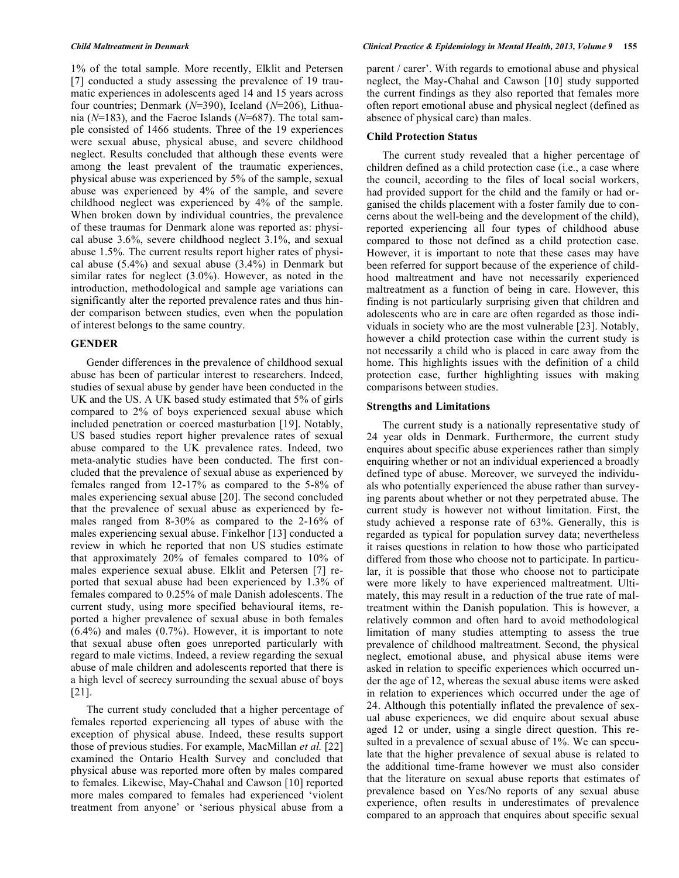1% of the total sample. More recently, Elklit and Petersen [7] conducted a study assessing the prevalence of 19 traumatic experiences in adolescents aged 14 and 15 years across four countries; Denmark (*N*=390), Iceland (*N*=206), Lithuania (*N*=183), and the Faeroe Islands (*N*=687). The total sample consisted of 1466 students. Three of the 19 experiences were sexual abuse, physical abuse, and severe childhood neglect. Results concluded that although these events were among the least prevalent of the traumatic experiences, physical abuse was experienced by 5% of the sample, sexual abuse was experienced by 4% of the sample, and severe childhood neglect was experienced by 4% of the sample. When broken down by individual countries, the prevalence of these traumas for Denmark alone was reported as: physical abuse 3.6%, severe childhood neglect 3.1%, and sexual abuse 1.5%. The current results report higher rates of physical abuse (5.4%) and sexual abuse (3.4%) in Denmark but similar rates for neglect (3.0%). However, as noted in the introduction, methodological and sample age variations can significantly alter the reported prevalence rates and thus hinder comparison between studies, even when the population of interest belongs to the same country.

## GENDER

Gender differences in the prevalence of childhood sexual abuse has been of particular interest to researchers. Indeed, studies of sexual abuse by gender have been conducted in the UK and the US. A UK based study estimated that 5% of girls compared to 2% of boys experienced sexual abuse which included penetration or coerced masturbation [19]. Notably, US based studies report higher prevalence rates of sexual abuse compared to the UK prevalence rates. Indeed, two meta-analytic studies have been conducted. The first concluded that the prevalence of sexual abuse as experienced by females ranged from 12-17% as compared to the 5-8% of males experiencing sexual abuse [20]. The second concluded that the prevalence of sexual abuse as experienced by females ranged from 8-30% as compared to the 2-16% of males experiencing sexual abuse. Finkelhor [13] conducted a review in which he reported that non US studies estimate that approximately 20% of females compared to 10% of males experience sexual abuse. Elklit and Petersen [7] reported that sexual abuse had been experienced by 1.3% of females compared to 0.25% of male Danish adolescents. The current study, using more specified behavioural items, reported a higher prevalence of sexual abuse in both females (6.4%) and males (0.7%). However, it is important to note that sexual abuse often goes unreported particularly with regard to male victims. Indeed, a review regarding the sexual abuse of male children and adolescents reported that there is a high level of secrecy surrounding the sexual abuse of boys [21].

The current study concluded that a higher percentage of females reported experiencing all types of abuse with the exception of physical abuse. Indeed, these results support those of previous studies. For example, MacMillan *et al.* [22] examined the Ontario Health Survey and concluded that physical abuse was reported more often by males compared to females. Likewise, May-Chahal and Cawson [10] reported more males compared to females had experienced 'violent treatment from anyone' or 'serious physical abuse from a parent / carer'. With regards to emotional abuse and physical neglect, the May-Chahal and Cawson [10] study supported the current findings as they also reported that females more often report emotional abuse and physical neglect (defined as absence of physical care) than males.

### Child Protection Status

The current study revealed that a higher percentage of children defined as a child protection case (i.e., a case where the council, according to the files of local social workers, had provided support for the child and the family or had organised the childs placement with a foster family due to concerns about the well-being and the development of the child), reported experiencing all four types of childhood abuse compared to those not defined as a child protection case. However, it is important to note that these cases may have been referred for support because of the experience of childhood maltreatment and have not necessarily experienced maltreatment as a function of being in care. However, this finding is not particularly surprising given that children and adolescents who are in care are often regarded as those individuals in society who are the most vulnerable [23]. Notably, however a child protection case within the current study is not necessarily a child who is placed in care away from the home. This highlights issues with the definition of a child protection case, further highlighting issues with making comparisons between studies.

### Strengths and Limitations

The current study is a nationally representative study of 24 year olds in Denmark. Furthermore, the current study enquires about specific abuse experiences rather than simply enquiring whether or not an individual experienced a broadly defined type of abuse. Moreover, we surveyed the individuals who potentially experienced the abuse rather than surveying parents about whether or not they perpetrated abuse. The current study is however not without limitation. First, the study achieved a response rate of 63%. Generally, this is regarded as typical for population survey data; nevertheless it raises questions in relation to how those who participated differed from those who choose not to participate. In particular, it is possible that those who choose not to participate were more likely to have experienced maltreatment. Ultimately, this may result in a reduction of the true rate of maltreatment within the Danish population. This is however, a relatively common and often hard to avoid methodological limitation of many studies attempting to assess the true prevalence of childhood maltreatment. Second, the physical neglect, emotional abuse, and physical abuse items were asked in relation to specific experiences which occurred under the age of 12, whereas the sexual abuse items were asked in relation to experiences which occurred under the age of 24. Although this potentially inflated the prevalence of sexual abuse experiences, we did enquire about sexual abuse aged 12 or under, using a single direct question. This resulted in a prevalence of sexual abuse of 1%. We can speculate that the higher prevalence of sexual abuse is related to the additional time-frame however we must also consider that the literature on sexual abuse reports that estimates of prevalence based on Yes/No reports of any sexual abuse experience, often results in underestimates of prevalence compared to an approach that enquires about specific sexual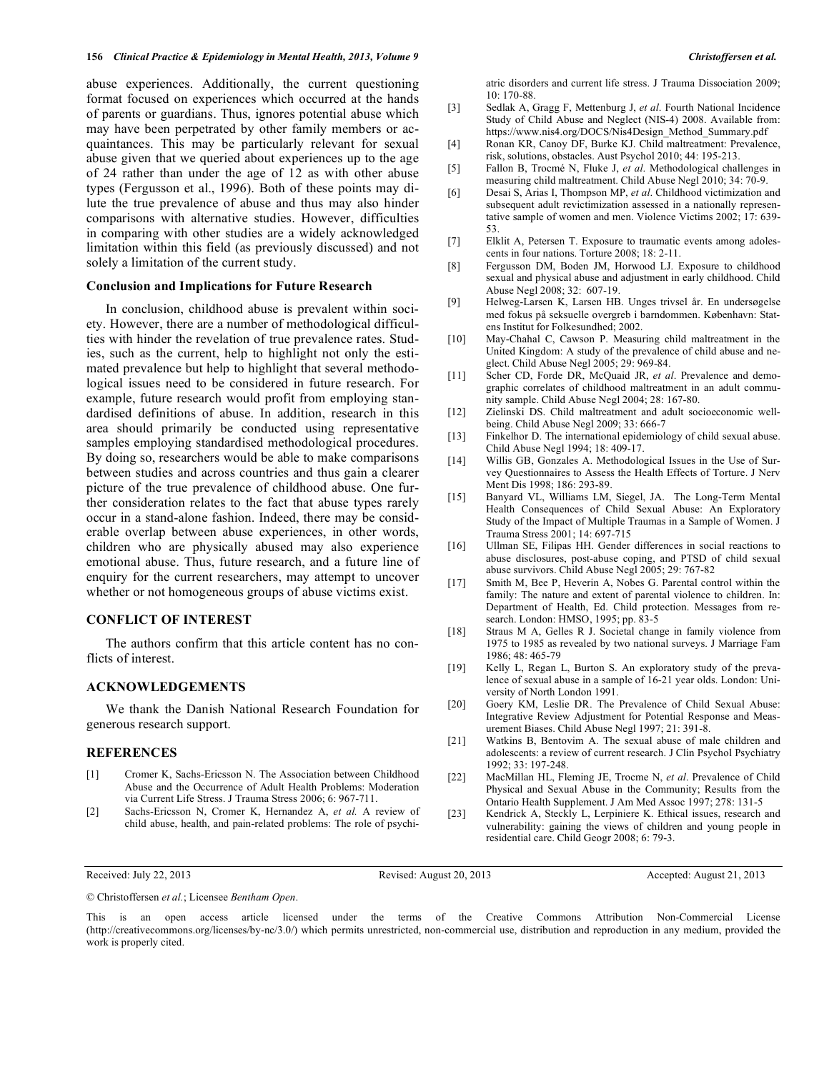abuse experiences. Additionally, the current questioning format focused on experiences which occurred at the hands of parents or guardians. Thus, ignores potential abuse which may have been perpetrated by other family members or acquaintances. This may be particularly relevant for sexual abuse given that we queried about experiences up to the age of 24 rather than under the age of 12 as with other abuse types (Fergusson et al., 1996). Both of these points may dilute the true prevalence of abuse and thus may also hinder comparisons with alternative studies. However, difficulties in comparing with other studies are a widely acknowledged limitation within this field (as previously discussed) and not solely a limitation of the current study.

### Conclusion and Implications for Future Research

In conclusion, childhood abuse is prevalent within society. However, there are a number of methodological difficulties with hinder the revelation of true prevalence rates. Studies, such as the current, help to highlight not only the estimated prevalence but help to highlight that several methodological issues need to be considered in future research. For example, future research would profit from employing standardised definitions of abuse. In addition, research in this area should primarily be conducted using representative samples employing standardised methodological procedures. By doing so, researchers would be able to make comparisons between studies and across countries and thus gain a clearer picture of the true prevalence of childhood abuse. One further consideration relates to the fact that abuse types rarely occur in a stand-alone fashion. Indeed, there may be considerable overlap between abuse experiences, in other words, children who are physically abused may also experience emotional abuse. Thus, future research, and a future line of enquiry for the current researchers, may attempt to uncover whether or not homogeneous groups of abuse victims exist.

## CONFLICT OF INTEREST

The authors confirm that this article content has no conflicts of interest.

## ACKNOWLEDGEMENTS

We thank the Danish National Research Foundation for generous research support.

## REFERENCES

[1] Cromer K, Sachs-Ericsson N. The Association between Childhood Abuse and the Occurrence of Adult Health Problems: Moderation via Current Life Stress. J Trauma Stress 2006; 6: 967-711.

[2] Sachs-Ericsson N, Cromer K, Hernandez A, *et al.* A review of child abuse, health, and pain-related problems: The role of psychiatric disorders and current life stress. J Trauma Dissociation 2009; 10: 170-88.

[3] Sedlak A, Gragg F, Mettenburg J, *et al*. Fourth National Incidence Study of Child Abuse and Neglect (NIS-4) 2008. Available from: https://www.nis4.org/DOCS/Nis4Design_Method_Summary.pdf

[4] Ronan KR, Canoy DF, Burke KJ. Child maltreatment: Prevalence, risk, solutions, obstacles. Aust Psychol 2010; 44: 195-213.

[5] Fallon B, Trocmé N, Fluke J, *et al.* Methodological challenges in measuring child maltreatment. Child Abuse Negl 2010; 34: 70-9.

[6] Desai S, Arias I, Thompson MP, *et al*. Childhood victimization and subsequent adult revictimization assessed in a nationally representative sample of women and men. Violence Victims 2002; 17: 639-53.

[7] Elklit A, Petersen T. Exposure to traumatic events among adolescents in four nations. Torture 2008; 18: 2-11.

[8] Fergusson DM, Boden JM, Horwood LJ. Exposure to childhood sexual and physical abuse and adjustment in early childhood. Child Abuse Negl 2008; 32: 607-19.

[9] Helweg-Larsen K, Larsen HB. Unges trivsel år. En undersøgelse med fokus på seksuelle overgreb i barndommen. København: Statens Institut for Folkesundhed; 2002.

[10] May-Chahal C, Cawson P. Measuring child maltreatment in the United Kingdom: A study of the prevalence of child abuse and neglect. Child Abuse Negl 2005; 29: 969-84.

[11] Scher CD, Forde DR, McQuaid JR, *et al*. Prevalence and demographic correlates of childhood maltreatment in an adult community sample. Child Abuse Negl 2004; 28: 167-80.

[12] Zielinski DS. Child maltreatment and adult socioeconomic well-being. Child Abuse Negl 2009; 33: 666-7

[13] Finkelhor D. The international epidemiology of child sexual abuse. Child Abuse Negl 1994; 18: 409-17.

[14] Willis GB, Gonzales A. Methodological Issues in the Use of Survey Questionnaires to Assess the Health Effects of Torture. J Nerv Ment Dis 1998; 186: 293-89.

[15] Banyard VL, Williams LM, Siegel, JA. The Long-Term Mental Health Consequences of Child Sexual Abuse: An Exploratory Study of the Impact of Multiple Traumas in a Sample of Women. J Trauma Stress 2001; 14: 697-715

[16] Ullman SE, Filipas HH. Gender differences in social reactions to abuse disclosures, post-abuse coping, and PTSD of child sexual abuse survivors. Child Abuse Negl 2005; 29: 767-82

[17] Smith M, Bee P, Heverin A, Nobes G. Parental control within the family: The nature and extent of parental violence to children. In: Department of Health, Ed. Child protection. Messages from research. London: HMSO, 1995; pp. 83-5

[18] Straus M A, Gelles R J. Societal change in family violence from 1975 to 1985 as revealed by two national surveys. J Marriage Fam 1986; 48: 465-79

[19] Kelly L, Regan L, Burton S. An exploratory study of the prevalence of sexual abuse in a sample of 16-21 year olds. London: University of North London 1991.

[20] Goery KM, Leslie DR. The Prevalence of Child Sexual Abuse: Integrative Review Adjustment for Potential Response and Measurement Biases. Child Abuse Negl 1997; 21: 391-8.

[21] Watkins B, Bentovim A. The sexual abuse of male children and adolescents: a review of current research. J Clin Psychol Psychiatry 1992; 33: 197-248.

[22] MacMillan HL, Fleming JE, Trocme N, *et al*. Prevalence of Child Physical and Sexual Abuse in the Community; Results from the Ontario Health Supplement. J Am Med Assoc 1997; 278: 131-5

[23] Kendrick A, Steckly L, Lerpiniere K. Ethical issues, research and vulnerability: gaining the views of children and young people in residential care. Child Geogr 2008; 6: 79-3.

Received: July 22, 2013 Revised: August 20, 2013 Accepted: August 21, 2013

© Christoffersen *et al.*; Licensee *Bentham Open*.

This is an open access article licensed under the terms of the Creative Commons Attribution Non-Commercial License (http://creativecommons.org/licenses/by-nc/3.0/) which permits unrestricted, non-commercial use, distribution and reproduction in any medium, provided the work is properly cited.